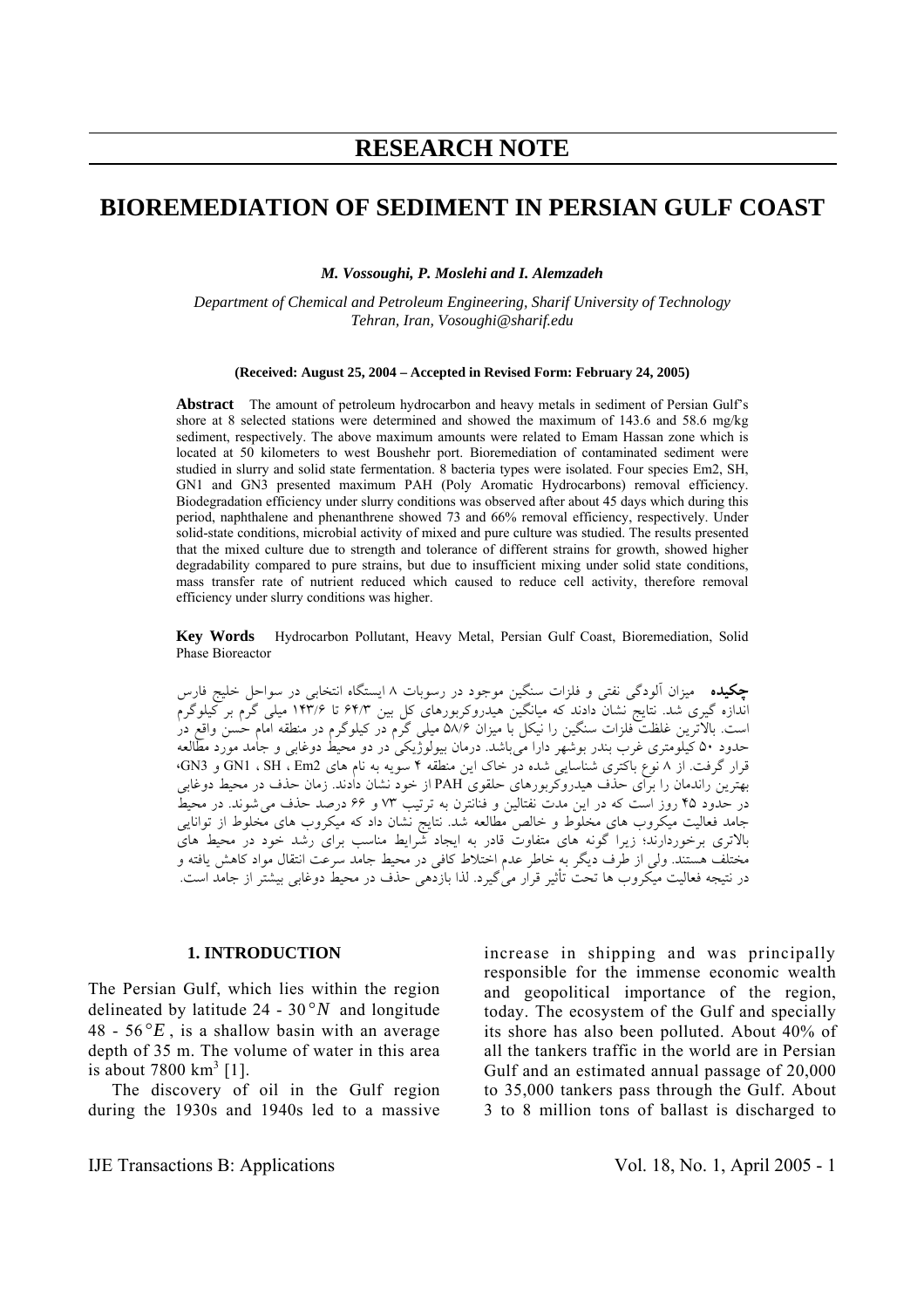# RESEARCH NOTE

# BIOREMEDIATION OF SEDIMENT IN PERSIAN GULF COAST

***M. Vossoughi, P. Moslehi and I. Alemzadeh***

*Department of Chemical and Petroleum Engineering, Sharif University of Technology Tehran, Iran, Vosoughi@sharif.edu*

**(Received: August 25, 2004 – Accepted in Revised Form: February 24, 2005)**

**Abstract** The amount of petroleum hydrocarbon and heavy metals in sediment of Persian Gulf's shore at 8 selected stations were determined and showed the maximum of 143.6 and 58.6 mg/kg sediment, respectively. The above maximum amounts were related to Emam Hassan zone which is located at 50 kilometers to west Boushehr port. Bioremediation of contaminated sediment were studied in slurry and solid state fermentation. 8 bacteria types were isolated. Four species Em2, SH, GN1 and GN3 presented maximum PAH (Poly Aromatic Hydrocarbons) removal efficiency. Biodegradation efficiency under slurry conditions was observed after about 45 days which during this period, naphthalene and phenanthrene showed 73 and 66% removal efficiency, respectively. Under solid-state conditions, microbial activity of mixed and pure culture was studied. The results presented that the mixed culture due to strength and tolerance of different strains for growth, showed higher degradability compared to pure strains, but due to insufficient mixing under solid state conditions, mass transfer rate of nutrient reduced which caused to reduce cell activity, therefore removal efficiency under slurry conditions was higher.

**Key Words** Hydrocarbon Pollutant, Heavy Metal, Persian Gulf Coast, Bioremediation, Solid Phase Bioreactor

**چکیده** میزان آلودگی نفتی و فلزات سنگین موجود در رسوبات ۸ ایستگاه انتخابی در سواحل خلیج فارس اندازه گیری شد. نتایج نشان دادند که میانگین هیدروکربورهای کل بین ۶۴/۳ تا ۱۴۳/۶ میلی گرم بر کیلوگرم است. بالاترین غلظت فلزات سنگین را نیکل با میزان ۵۸/۶ میلی گرم در کیلوگرم در منطقه امام حسن واقع در حدود ۵۰ کیلومتری غرب بندر بوشهر دارا می‌باشد. درمان بیولوژیکی در دو محیط دوغابی و جامد مورد مطالعه قرار گرفت. از ۸ نوع باکتری شناسایی شده در خاک این منطقه ۴ سویه به نام های Em2 ، SH ، GN1 و GN3، بهترین راندمان را برای حذف هیدروکربورهای حلقوی PAH از خود نشان دادند. زمان حذف در محیط دوغابی در حدود ۴۵ روز است که در این مدت نفتالین و فنانترن به ترتیب ۷۳ و ۶۶ درصد حذف می شوند. در محیط جامد فعالیت میکروب های مخلوط و خالص مطالعه شد. نتایج نشان داد که میکروب های مخلوط از توانایی بالاتری برخوردارند؛ زیرا گونه های متفاوت قادر به ایجاد شرایط مناسب برای رشد خود در محیط های مختلف هستند. ولی از طرف دیگر به خاطر عدم اختلاط کافی در محیط جامد سرعت انتقال مواد کاهش یافته و در نتیجه فعالیت میکروب ها تحت تأثیر قرار می‌گیرد. لذا بازدهی حذف در محیط دوغابی بیشتر از جامد است.

## 1. INTRODUCTION

The Persian Gulf, which lies within the region delineated by latitude 24 - 30$^\circ N$ and longitude 48 - 56$^\circ E$, is a shallow basin with an average depth of 35 m. The volume of water in this area is about 7800 km$^3$ [1].

The discovery of oil in the Gulf region during the 1930s and 1940s led to a massive increase in shipping and was principally responsible for the immense economic wealth and geopolitical importance of the region, today. The ecosystem of the Gulf and specially its shore has also been polluted. About 40% of all the tankers traffic in the world are in Persian Gulf and an estimated annual passage of 20,000 to 35,000 tankers pass through the Gulf. About 3 to 8 million tons of ballast is discharged to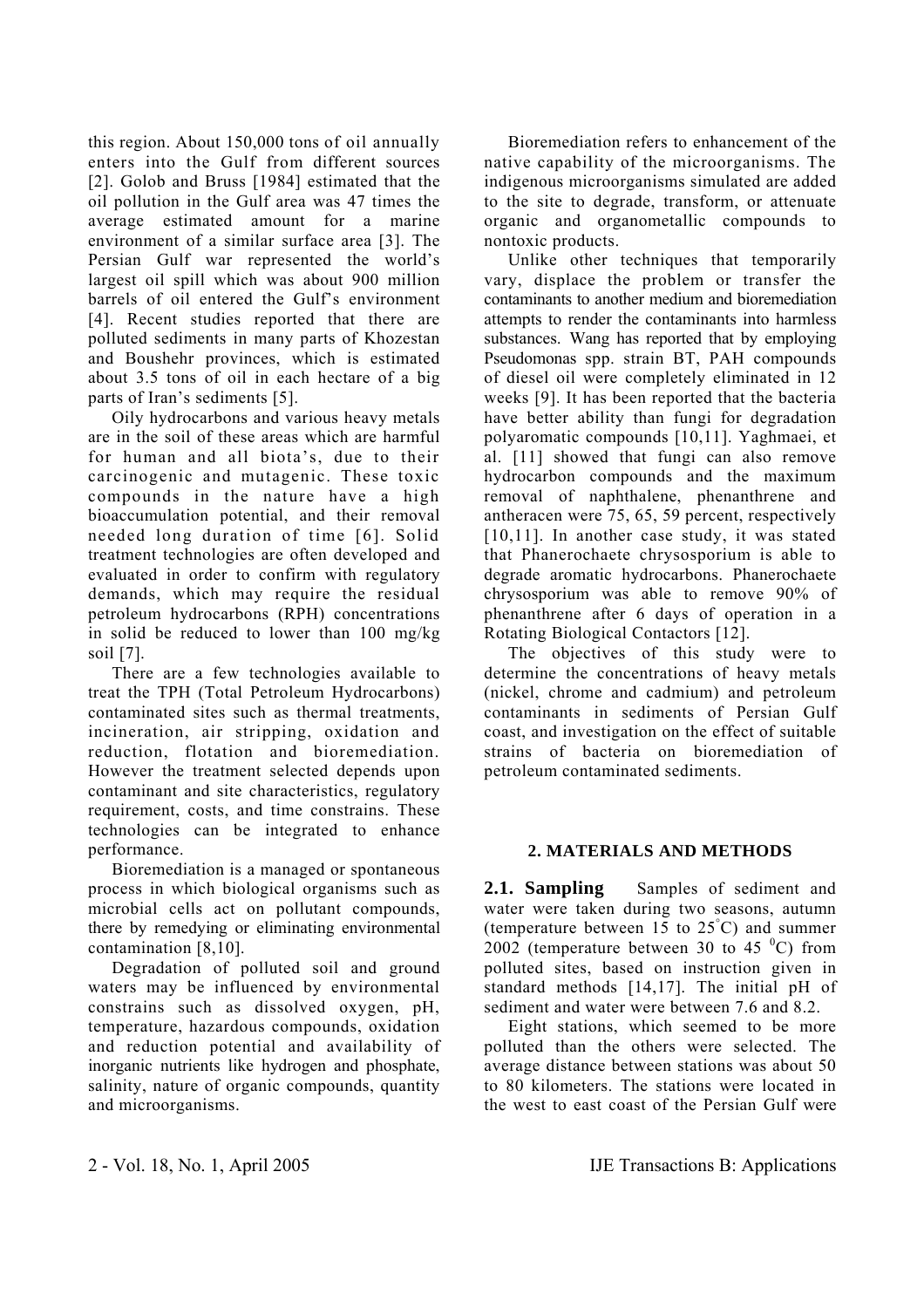this region. About 150,000 tons of oil annually enters into the Gulf from different sources [2]. Golob and Bruss [1984] estimated that the oil pollution in the Gulf area was 47 times the average estimated amount for a marine environment of a similar surface area [3]. The Persian Gulf war represented the world's largest oil spill which was about 900 million barrels of oil entered the Gulf's environment [4]. Recent studies reported that there are polluted sediments in many parts of Khozestan and Boushehr provinces, which is estimated about 3.5 tons of oil in each hectare of a big parts of Iran's sediments [5].

Oily hydrocarbons and various heavy metals are in the soil of these areas which are harmful for human and all biota's, due to their carcinogenic and mutagenic. These toxic compounds in the nature have a high bioaccumulation potential, and their removal needed long duration of time [6]. Solid treatment technologies are often developed and evaluated in order to confirm with regulatory demands, which may require the residual petroleum hydrocarbons (RPH) concentrations in solid be reduced to lower than 100 mg/kg soil [7].

There are a few technologies available to treat the TPH (Total Petroleum Hydrocarbons) contaminated sites such as thermal treatments, incineration, air stripping, oxidation and reduction, flotation and bioremediation. However the treatment selected depends upon contaminant and site characteristics, regulatory requirement, costs, and time constrains. These technologies can be integrated to enhance performance.

Bioremediation is a managed or spontaneous process in which biological organisms such as microbial cells act on pollutant compounds, there by remedying or eliminating environmental contamination [8,10].

Degradation of polluted soil and ground waters may be influenced by environmental constrains such as dissolved oxygen, pH, temperature, hazardous compounds, oxidation and reduction potential and availability of inorganic nutrients like hydrogen and phosphate, salinity, nature of organic compounds, quantity and microorganisms.

Bioremediation refers to enhancement of the native capability of the microorganisms. The indigenous microorganisms simulated are added to the site to degrade, transform, or attenuate organic and organometallic compounds to nontoxic products.

Unlike other techniques that temporarily vary, displace the problem or transfer the contaminants to another medium and bioremediation attempts to render the contaminants into harmless substances. Wang has reported that by employing Pseudomonas spp. strain BT, PAH compounds of diesel oil were completely eliminated in 12 weeks [9]. It has been reported that the bacteria have better ability than fungi for degradation polyaromatic compounds [10,11]. Yaghmaei, et al. [11] showed that fungi can also remove hydrocarbon compounds and the maximum removal of naphthalene, phenanthrene and antheracen were 75, 65, 59 percent, respectively [10,11]. In another case study, it was stated that Phanerochaete chrysosporium is able to degrade aromatic hydrocarbons. Phanerochaete chrysosporium was able to remove 90% of phenanthrene after 6 days of operation in a Rotating Biological Contactors [12].

The objectives of this study were to determine the concentrations of heavy metals (nickel, chrome and cadmium) and petroleum contaminants in sediments of Persian Gulf coast, and investigation on the effect of suitable strains of bacteria on bioremediation of petroleum contaminated sediments.

## 2. MATERIALS AND METHODS

**2.1. Sampling** Samples of sediment and water were taken during two seasons, autumn (temperature between 15 to 25 °C) and summer 2002 (temperature between 30 to 45 °C) from polluted sites, based on instruction given in standard methods [14,17]. The initial pH of sediment and water were between 7.6 and 8.2.

Eight stations, which seemed to be more polluted than the others were selected. The average distance between stations was about 50 to 80 kilometers. The stations were located in the west to east coast of the Persian Gulf were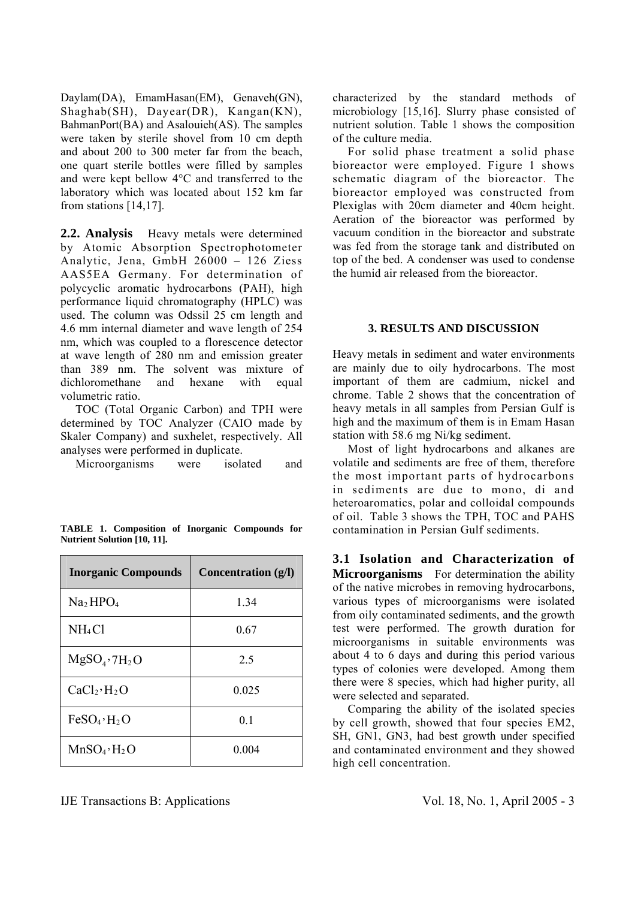Daylam(DA), EmamHasan(EM), Genaveh(GN), Shaghab(SH), Dayear(DR), Kangan(KN), BahmanPort(BA) and Asalouieh(AS). The samples were taken by sterile shovel from 10 cm depth and about 200 to 300 meter far from the beach, one quart sterile bottles were filled by samples and were kept bellow 4°C and transferred to the laboratory which was located about 152 km far from stations [14,17].

**2.2. Analysis** Heavy metals were determined by Atomic Absorption Spectrophotometer Analytic, Jena, GmbH 26000 – 126 Ziess AAS5EA Germany. For determination of polycyclic aromatic hydrocarbons (PAH), high performance liquid chromatography (HPLC) was used. The column was Odssil 25 cm length and 4.6 mm internal diameter and wave length of 254 nm, which was coupled to a florescence detector at wave length of 280 nm and emission greater than 389 nm. The solvent was mixture of dichloromethane and hexane with equal volumetric ratio.

TOC (Total Organic Carbon) and TPH were determined by TOC Analyzer (CAIO made by Skaler Company) and suxhelet, respectively. All analyses were performed in duplicate.

Microorganisms were isolated and characterized by the standard methods of microbiology [15,16]. Slurry phase consisted of nutrient solution. Table 1 shows the composition of the culture media.

**TABLE 1. Composition of Inorganic Compounds for Nutrient Solution [10, 11].**

| Inorganic Compounds | Concentration (g/l) |
|---|---|
| $Na_2HPO_4$ | 1.34 |
| $NH_4Cl$ | 0.67 |
| $MgSO_4 \cdot 7H_2O$ | 2.5 |
| $CaCl_2 \cdot H_2O$ | 0.025 |
| $FeSO_4 \cdot H_2O$ | 0.1 |
| $MnSO_4 \cdot H_2O$ | 0.004 |

For solid phase treatment a solid phase bioreactor were employed. Figure 1 shows schematic diagram of the bioreactor. The bioreactor employed was constructed from Plexiglas with 20cm diameter and 40cm height. Aeration of the bioreactor was performed by vacuum condition in the bioreactor and substrate was fed from the storage tank and distributed on top of the bed. A condenser was used to condense the humid air released from the bioreactor.

## 3. RESULTS AND DISCUSSION

Heavy metals in sediment and water environments are mainly due to oily hydrocarbons. The most important of them are cadmium, nickel and chrome. Table 2 shows that the concentration of heavy metals in all samples from Persian Gulf is high and the maximum of them is in Emam Hasan station with 58.6 mg Ni/kg sediment.

Most of light hydrocarbons and alkanes are volatile and sediments are free of them, therefore the most important parts of hydrocarbons in sediments are due to mono, di and heteroaromatics, polar and colloidal compounds of oil. Table 3 shows the TPH, TOC and PAHS contamination in Persian Gulf sediments.

**3.1 Isolation and Characterization of Microorganisms** For determination the ability of the native microbes in removing hydrocarbons, various types of microorganisms were isolated from oily contaminated sediments, and the growth test were performed. The growth duration for microorganisms in suitable environments was about 4 to 6 days and during this period various types of colonies were developed. Among them there were 8 species, which had higher purity, all were selected and separated.

Comparing the ability of the isolated species by cell growth, showed that four species EM2, SH, GN1, GN3, had best growth under specified and contaminated environment and they showed high cell concentration.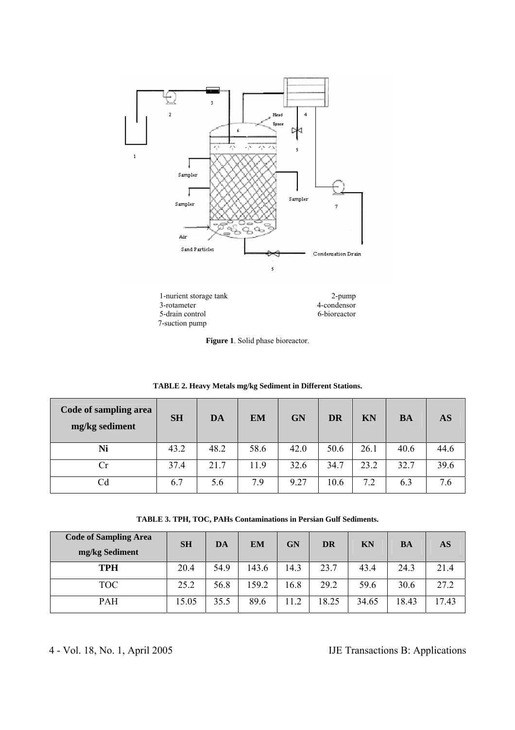1-nurient storage tank 2-pump
3-rotameter 4-condensor
5-drain control 6-bioreactor
7-suction pump

**Figure 1**. Solid phase bioreactor.

**TABLE 2. Heavy Metals mg/kg Sediment in Different Stations.**

| Code of sampling area mg/kg sediment | SH | DA | EM | GN | DR | KN | BA | AS |
|---|---|---|---|---|---|---|---|---|
| **Ni** | 43.2 | 48.2 | 58.6 | 42.0 | 50.6 | 26.1 | 40.6 | 44.6 |
| Cr | 37.4 | 21.7 | 11.9 | 32.6 | 34.7 | 23.2 | 32.7 | 39.6 |
| Cd | 6.7 | 5.6 | 7.9 | 9.27 | 10.6 | 7.2 | 6.3 | 7.6 |

**TABLE 3. TPH, TOC, PAHs Contaminations in Persian Gulf Sediments.**

| Code of Sampling Area mg/kg Sediment | SH | DA | EM | GN | DR | KN | BA | AS |
|---|---|---|---|---|---|---|---|---|
| **TPH** | 20.4 | 54.9 | 143.6 | 14.3 | 23.7 | 43.4 | 24.3 | 21.4 |
| TOC | 25.2 | 56.8 | 159.2 | 16.8 | 29.2 | 59.6 | 30.6 | 27.2 |
| PAH | 15.05 | 35.5 | 89.6 | 11.2 | 18.25 | 34.65 | 18.43 | 17.43 |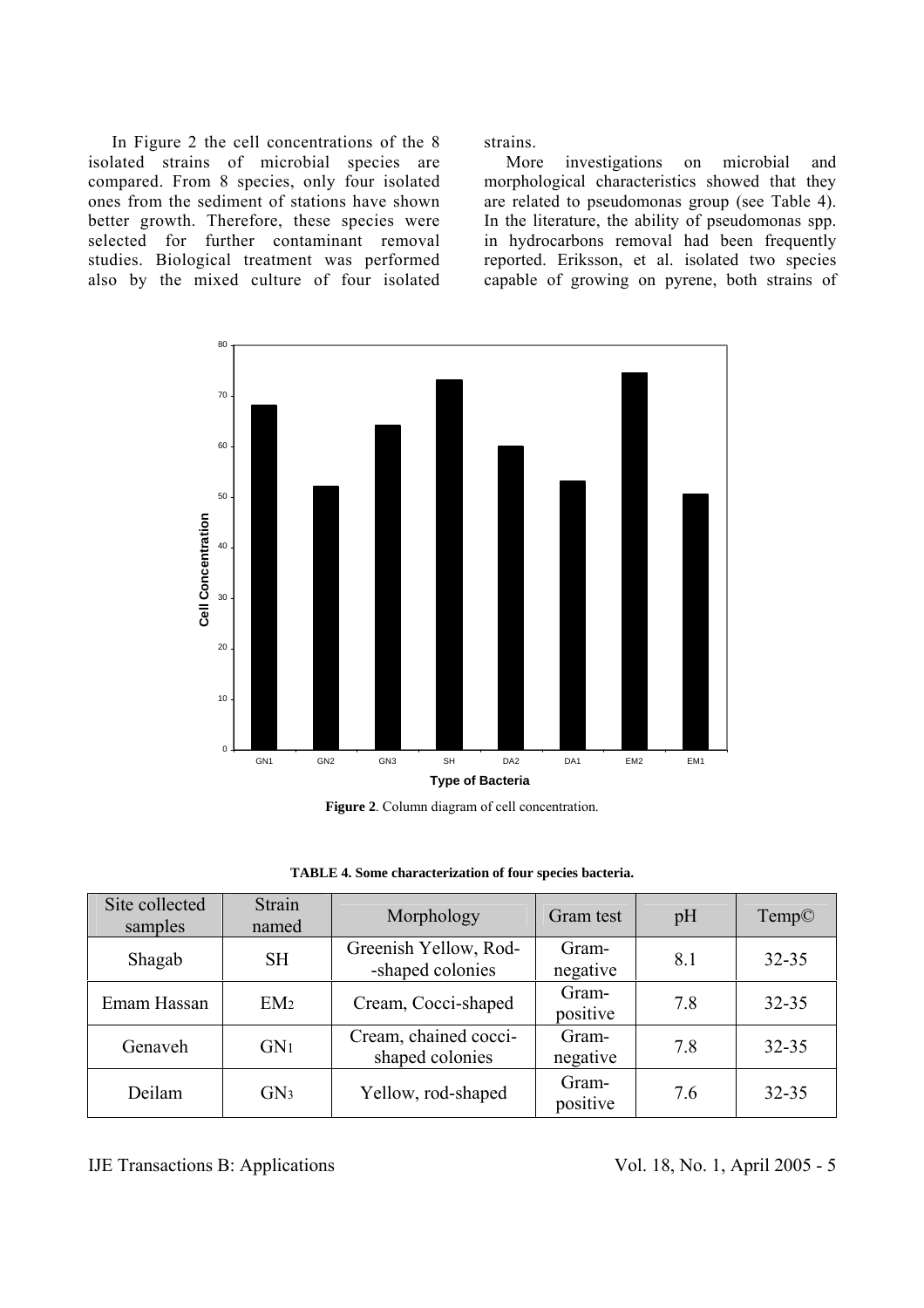In Figure 2 the cell concentrations of the 8 isolated strains of microbial species are compared. From 8 species, only four isolated ones from the sediment of stations have shown better growth. Therefore, these species were selected for further contaminant removal studies. Biological treatment was performed also by the mixed culture of four isolated strains.

More investigations on microbial and morphological characteristics showed that they are related to pseudomonas group (see Table 4). In the literature, the ability of pseudomonas spp. in hydrocarbons removal had been frequently reported. Eriksson, et al. isolated two species capable of growing on pyrene, both strains of

**Figure 2**. Column diagram of cell concentration.

**TABLE 4. Some characterization of four species bacteria.**

| Site collected samples | Strain named | Morphology | Gram test | pH | Temp© |
|---|---|---|---|---|---|
| Shagab | SH | Greenish Yellow, Rod--shaped colonies | Gram-negative | 8.1 | 32-35 |
| Emam Hassan | $EM_2$ | Cream, Cocci-shaped | Gram-positive | 7.8 | 32-35 |
| Genaveh | $GN_1$ | Cream, chained cocci-shaped colonies | Gram-negative | 7.8 | 32-35 |
| Deilam | $GN_3$ | Yellow, rod-shaped | Gram-positive | 7.6 | 32-35 |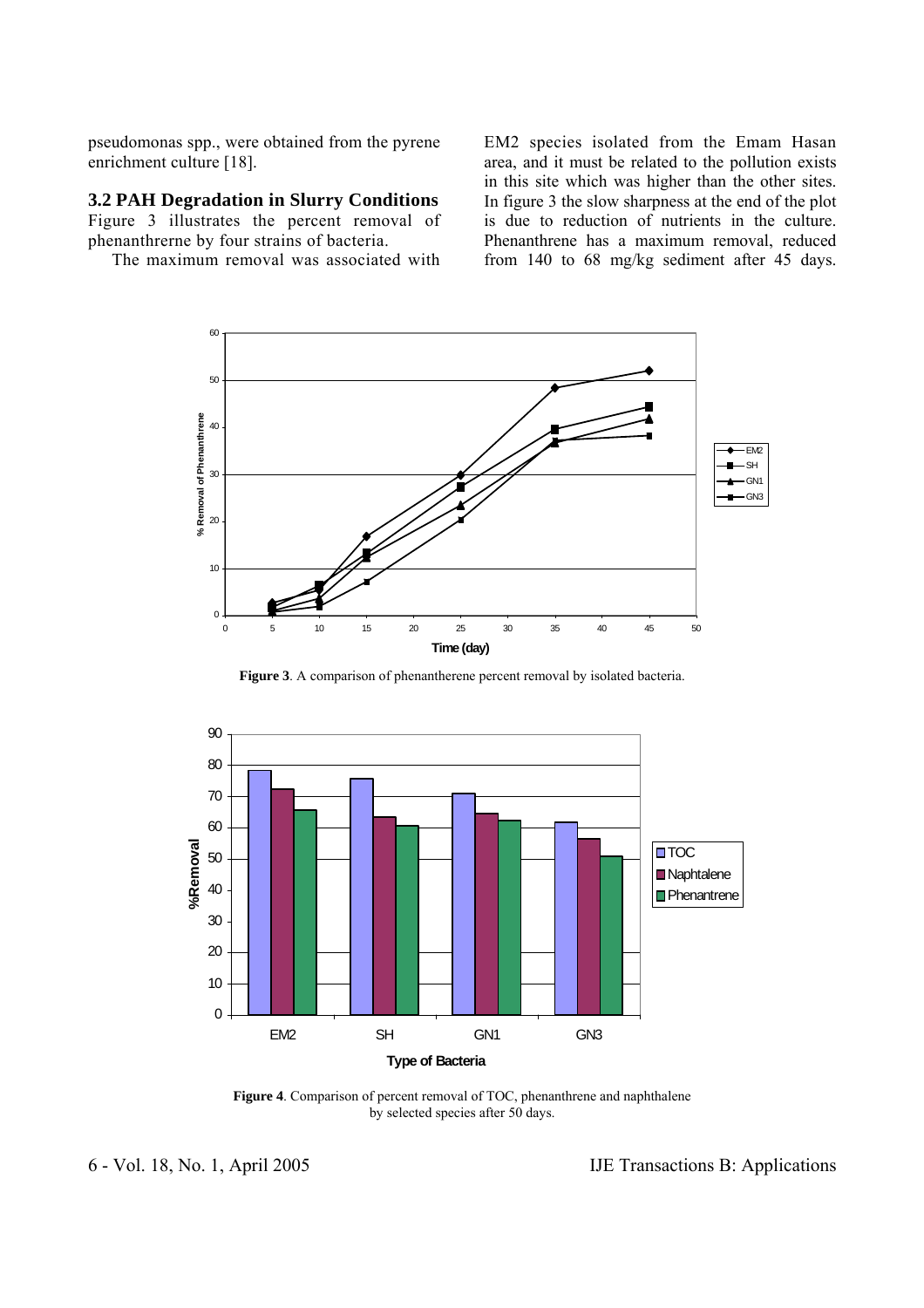pseudomonas spp., were obtained from the pyrene enrichment culture [18].

### 3.2 PAH Degradation in Slurry Conditions

Figure 3 illustrates the percent removal of phenanthrerne by four strains of bacteria.

The maximum removal was associated with EM2 species isolated from the Emam Hasan area, and it must be related to the pollution exists in this site which was higher than the other sites. In figure 3 the slow sharpness at the end of the plot is due to reduction of nutrients in the culture. Phenanthrene has a maximum removal, reduced from 140 to 68 mg/kg sediment after 45 days.

**Figure 3**. A comparison of phenantherene percent removal by isolated bacteria.

**Figure 4**. Comparison of percent removal of TOC, phenanthrene and naphthalene by selected species after 50 days.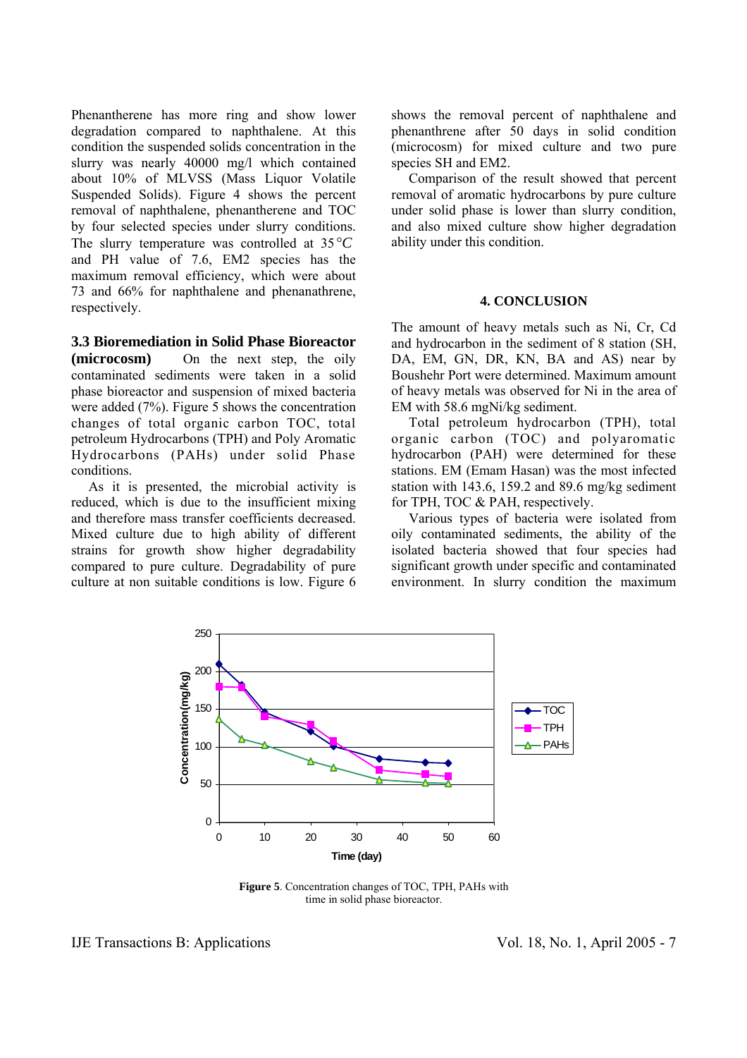Phenantherene has more ring and show lower degradation compared to naphthalene. At this condition the suspended solids concentration in the slurry was nearly 40000 mg/l which contained about 10% of MLVSS (Mass Liquor Volatile Suspended Solids). Figure 4 shows the percent removal of naphthalene, phenantherene and TOC by four selected species under slurry conditions. The slurry temperature was controlled at 35 $°C$ and PH value of 7.6, EM2 species has the maximum removal efficiency, which were about 73 and 66% for naphthalene and phenanathrene, respectively.

### 3.3 Bioremediation in Solid Phase Bioreactor (microcosm)

On the next step, the oily contaminated sediments were taken in a solid phase bioreactor and suspension of mixed bacteria were added (7%). Figure 5 shows the concentration changes of total organic carbon TOC, total petroleum Hydrocarbons (TPH) and Poly Aromatic Hydrocarbons (PAHs) under solid Phase conditions.

As it is presented, the microbial activity is reduced, which is due to the insufficient mixing and therefore mass transfer coefficients decreased. Mixed culture due to high ability of different strains for growth show higher degradability compared to pure culture. Degradability of pure culture at non suitable conditions is low. Figure 6 shows the removal percent of naphthalene and phenanthrene after 50 days in solid condition (microcosm) for mixed culture and two pure species SH and EM2.

Comparison of the result showed that percent removal of aromatic hydrocarbons by pure culture under solid phase is lower than slurry condition, and also mixed culture show higher degradation ability under this condition.

## 4. CONCLUSION

The amount of heavy metals such as Ni, Cr, Cd and hydrocarbon in the sediment of 8 station (SH, DA, EM, GN, DR, KN, BA and AS) near by Boushehr Port were determined. Maximum amount of heavy metals was observed for Ni in the area of EM with 58.6 mgNi/kg sediment.

Total petroleum hydrocarbon (TPH), total organic carbon (TOC) and polyaromatic hydrocarbon (PAH) were determined for these stations. EM (Emam Hasan) was the most infected station with 143.6, 159.2 and 89.6 mg/kg sediment for TPH, TOC & PAH, respectively.

Various types of bacteria were isolated from oily contaminated sediments, the ability of the isolated bacteria showed that four species had significant growth under specific and contaminated environment. In slurry condition the maximum

**Figure 5**. Concentration changes of TOC, TPH, PAHs with time in solid phase bioreactor.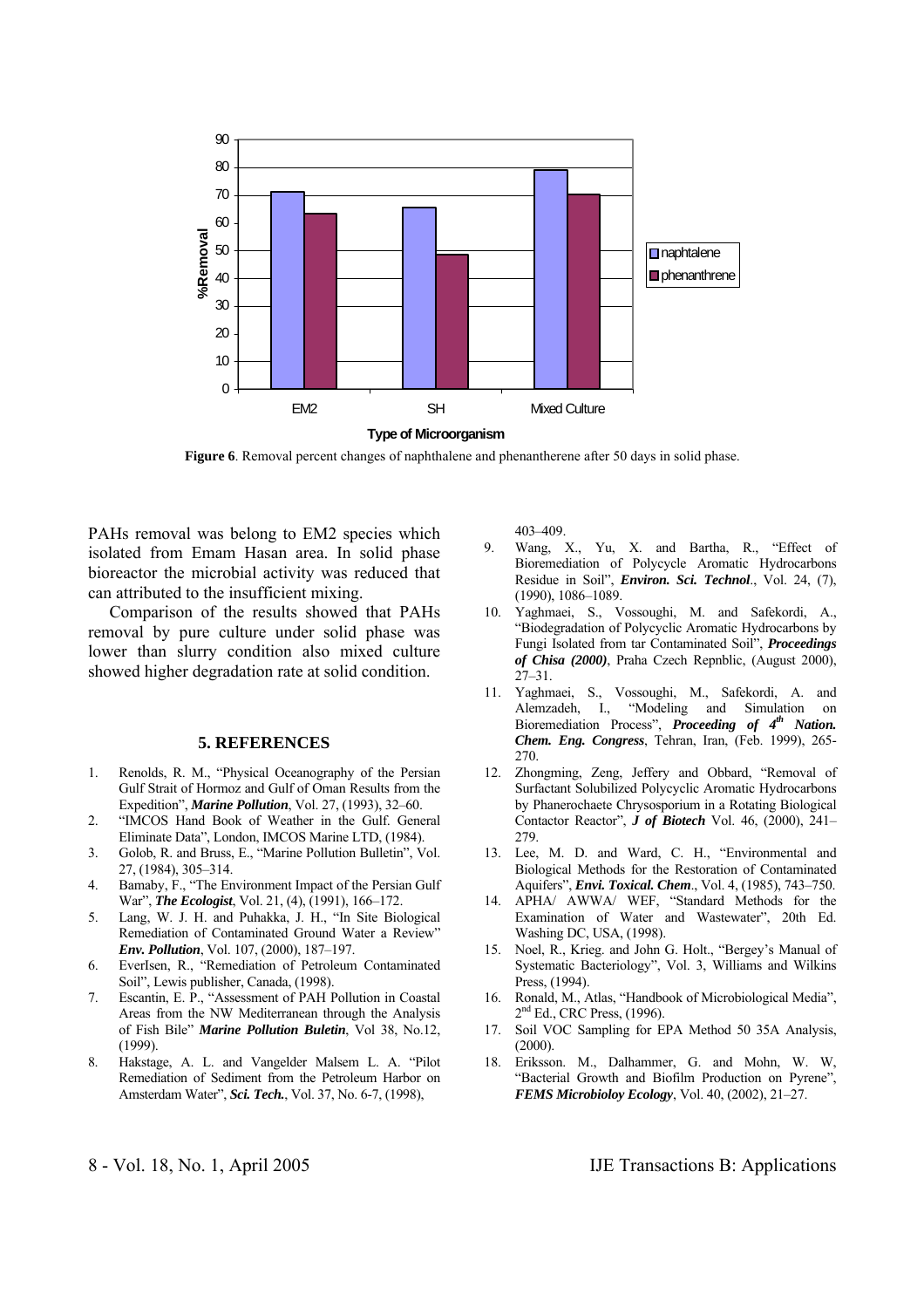90
80
70
60
50
40
30
20
10
0

%Removal

EM2
SH
Mixed Culture

Type of Microorganism

naphtalene
phenanthrene

**Figure 6**. Removal percent changes of naphthalene and phenantherene after 50 days in solid phase.

PAHs removal was belong to EM2 species which isolated from Emam Hasan area. In solid phase bioreactor the microbial activity was reduced that can attributed to the insufficient mixing.

Comparison of the results showed that PAHs removal by pure culture under solid phase was lower than slurry condition also mixed culture showed higher degradation rate at solid condition.

## 5. REFERENCES

1. Renolds, R. M., "Physical Oceanography of the Persian Gulf Strait of Hormoz and Gulf of Oman Results from the Expedition", ***Marine Pollution***, Vol. 27, (1993), 32–60.
2. "IMCOS Hand Book of Weather in the Gulf. General Eliminate Data", London, IMCOS Marine LTD, (1984).
3. Golob, R. and Bruss, E., "Marine Pollution Bulletin", Vol. 27, (1984), 305–314.
4. Bamaby, F., "The Environment Impact of the Persian Gulf War", ***The Ecologist***, Vol. 21, (4), (1991), 166–172.
5. Lang, W. J. H. and Puhakka, J. H., "In Site Biological Remediation of Contaminated Ground Water a Review" ***Env. Pollution***, Vol. 107, (2000), 187–197.
6. EverIsen, R., "Remediation of Petroleum Contaminated Soil", Lewis publisher, Canada, (1998).
7. Escantin, E. P., "Assessment of PAH Pollution in Coastal Areas from the NW Mediterranean through the Analysis of Fish Bile" ***Marine Pollution Buletin***, Vol 38, No.12, (1999).
8. Hakstage, A. L. and Vangelder Malsem L. A. "Pilot Remediation of Sediment from the Petroleum Harbor on Amsterdam Water", ***Sci. Tech.***, Vol. 37, No. 6-7, (1998), 403–409.
9. Wang, X., Yu, X. and Bartha, R., "Effect of Bioremediation of Polycycle Aromatic Hydrocarbons Residue in Soil", ***Environ. Sci. Technol***., Vol. 24, (7), (1990), 1086–1089.
10. Yaghmaei, S., Vossoughi, M. and Safekordi, A., "Biodegradation of Polycyclic Aromatic Hydrocarbons by Fungi Isolated from tar Contaminated Soil", ***Proceedings of Chisa (2000)***, Praha Czech Repnblic, (August 2000), 27–31.
11. Yaghmaei, S., Vossoughi, M., Safekordi, A. and Alemzadeh, I., "Modeling and Simulation on Bioremediation Process", ***Proceeding of 4th Nation. Chem. Eng. Congress***, Tehran, Iran, (Feb. 1999), 265-270.
12. Zhongming, Zeng, Jeffery and Obbard, "Removal of Surfactant Solubilized Polycyclic Aromatic Hydrocarbons by Phanerochaete Chrysosporium in a Rotating Biological Contactor Reactor", ***J of Biotech*** Vol. 46, (2000), 241–279.
13. Lee, M. D. and Ward, C. H., "Environmental and Biological Methods for the Restoration of Contaminated Aquifers", ***Envi. Toxical. Chem***., Vol. 4, (1985), 743–750.
14. APHA/ AWWA/ WEF, "Standard Methods for the Examination of Water and Wastewater", 20th Ed. Washing DC, USA, (1998).
15. Noel, R., Krieg. and John G. Holt., "Bergey's Manual of Systematic Bacteriology", Vol. 3, Williams and Wilkins Press, (1994).
16. Ronald, M., Atlas, "Handbook of Microbiological Media", 2nd Ed., CRC Press, (1996).
17. Soil VOC Sampling for EPA Method 50 35A Analysis, (2000).
18. Eriksson. M., Dalhammer, G. and Mohn, W. W, "Bacterial Growth and Biofilm Production on Pyrene", ***FEMS Microbioloy Ecology***, Vol. 40, (2002), 21–27.